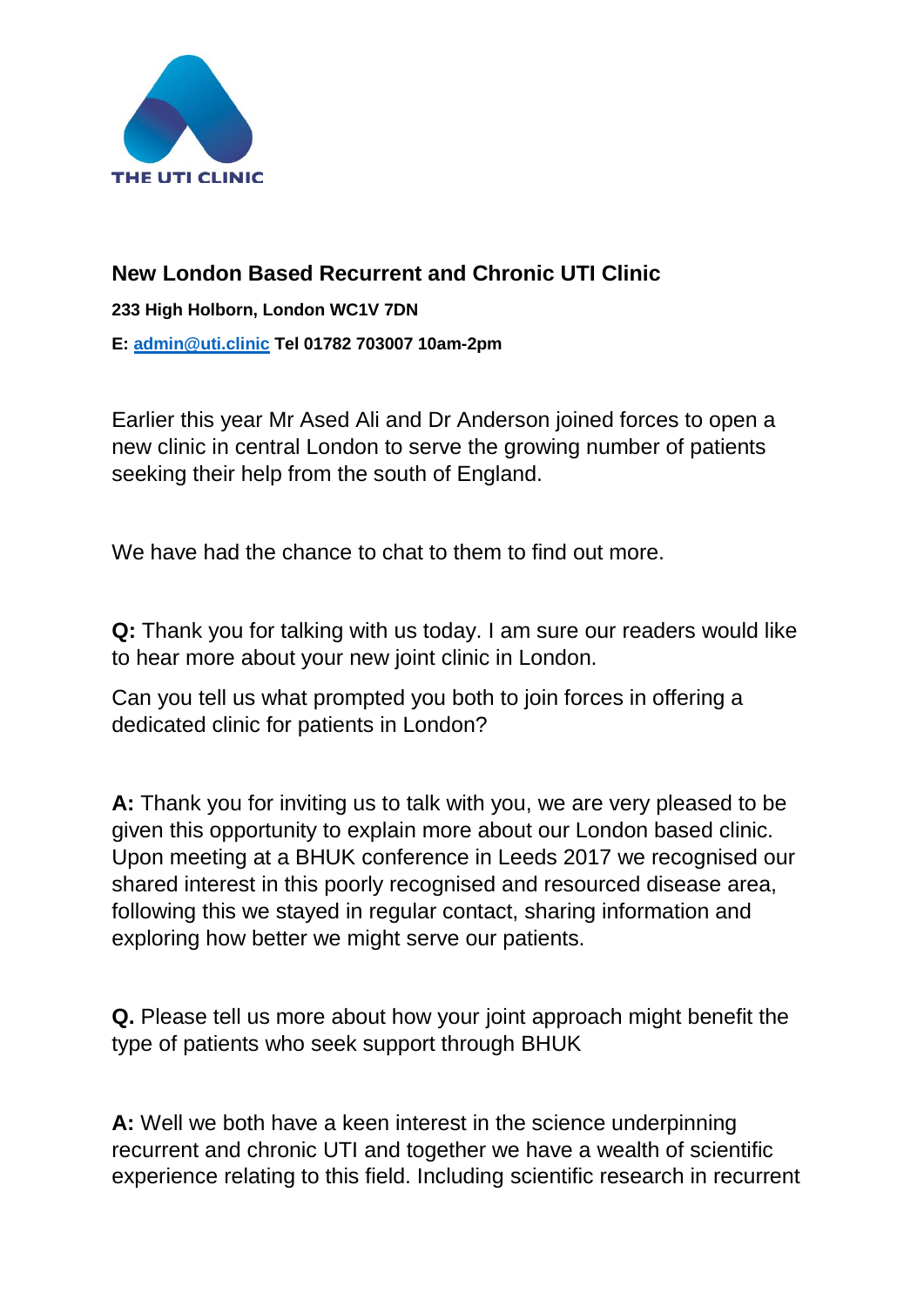THE UTI CLINIC

## New London Based Recurrent and Chronic UTI Clinic

**233 High Holborn, London WC1V 7DN**

**E: [admin@uti.clinic](mailto:admin@uti.clinic) Tel 01782 703007 10am-2pm**

Earlier this year Mr Ased Ali and Dr Anderson joined forces to open a new clinic in central London to serve the growing number of patients seeking their help from the south of England.

We have had the chance to chat to them to find out more.

**Q:** Thank you for talking with us today. I am sure our readers would like to hear more about your new joint clinic in London.

Can you tell us what prompted you both to join forces in offering a dedicated clinic for patients in London?

**A:** Thank you for inviting us to talk with you, we are very pleased to be given this opportunity to explain more about our London based clinic. Upon meeting at a BHUK conference in Leeds 2017 we recognised our shared interest in this poorly recognised and resourced disease area, following this we stayed in regular contact, sharing information and exploring how better we might serve our patients.

**Q.** Please tell us more about how your joint approach might benefit the type of patients who seek support through BHUK

**A:** Well we both have a keen interest in the science underpinning recurrent and chronic UTI and together we have a wealth of scientific experience relating to this field. Including scientific research in recurrent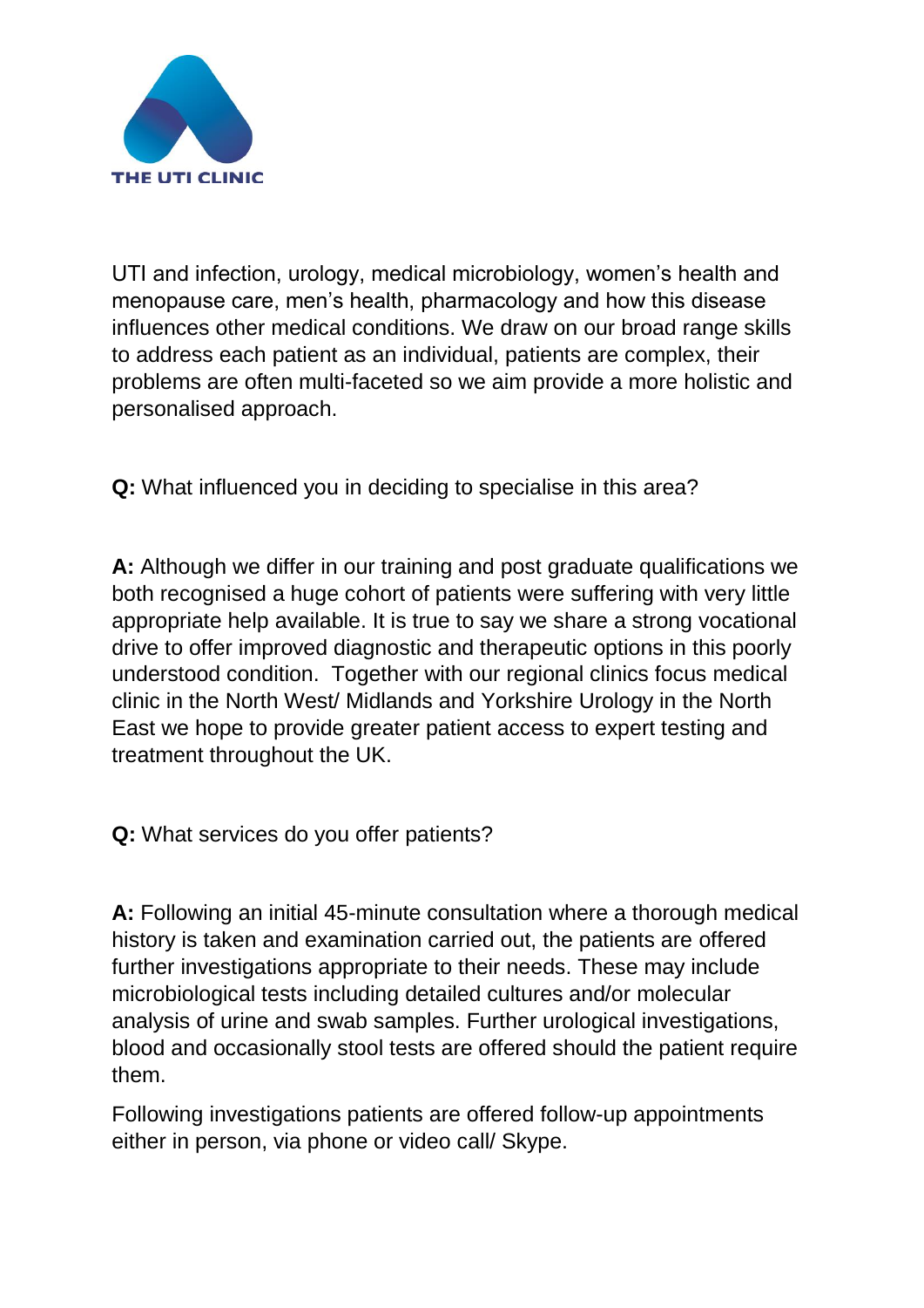UTI and infection, urology, medical microbiology, women's health and menopause care, men's health, pharmacology and how this disease influences other medical conditions. We draw on our broad range skills to address each patient as an individual, patients are complex, their problems are often multi-faceted so we aim provide a more holistic and personalised approach.

**Q:** What influenced you in deciding to specialise in this area?

**A:** Although we differ in our training and post graduate qualifications we both recognised a huge cohort of patients were suffering with very little appropriate help available. It is true to say we share a strong vocational drive to offer improved diagnostic and therapeutic options in this poorly understood condition. Together with our regional clinics focus medical clinic in the North West/ Midlands and Yorkshire Urology in the North East we hope to provide greater patient access to expert testing and treatment throughout the UK.

**Q:** What services do you offer patients?

**A:** Following an initial 45-minute consultation where a thorough medical history is taken and examination carried out, the patients are offered further investigations appropriate to their needs. These may include microbiological tests including detailed cultures and/or molecular analysis of urine and swab samples. Further urological investigations, blood and occasionally stool tests are offered should the patient require them.

Following investigations patients are offered follow-up appointments either in person, via phone or video call/ Skype.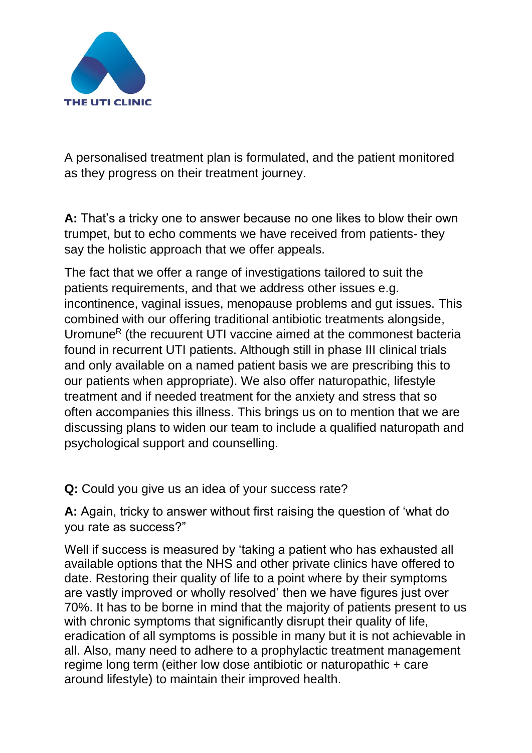A personalised treatment plan is formulated, and the patient monitored as they progress on their treatment journey.

**A:** That's a tricky one to answer because no one likes to blow their own trumpet, but to echo comments we have received from patients- they say the holistic approach that we offer appeals.

The fact that we offer a range of investigations tailored to suit the patients requirements, and that we address other issues e.g. incontinence, vaginal issues, menopause problems and gut issues. This combined with our offering traditional antibiotic treatments alongside, Uromune[R] (the recuurent UTI vaccine aimed at the commonest bacteria found in recurrent UTI patients. Although still in phase III clinical trials and only available on a named patient basis we are prescribing this to our patients when appropriate). We also offer naturopathic, lifestyle treatment and if needed treatment for the anxiety and stress that so often accompanies this illness. This brings us on to mention that we are discussing plans to widen our team to include a qualified naturopath and psychological support and counselling.

**Q:** Could you give us an idea of your success rate?

**A:** Again, tricky to answer without first raising the question of 'what do you rate as success?"

Well if success is measured by 'taking a patient who has exhausted all available options that the NHS and other private clinics have offered to date. Restoring their quality of life to a point where by their symptoms are vastly improved or wholly resolved' then we have figures just over 70%. It has to be borne in mind that the majority of patients present to us with chronic symptoms that significantly disrupt their quality of life, eradication of all symptoms is possible in many but it is not achievable in all. Also, many need to adhere to a prophylactic treatment management regime long term (either low dose antibiotic or naturopathic + care around lifestyle) to maintain their improved health.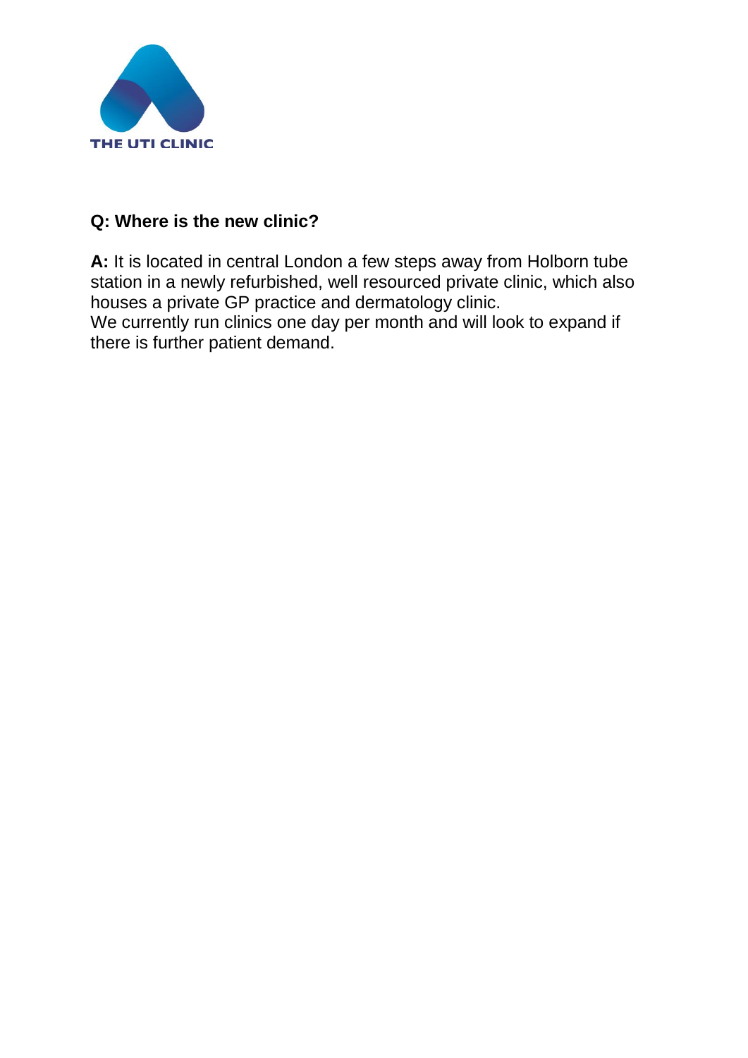**Q: Where is the new clinic?**

**A:** It is located in central London a few steps away from Holborn tube station in a newly refurbished, well resourced private clinic, which also houses a private GP practice and dermatology clinic.
We currently run clinics one day per month and will look to expand if there is further patient demand.